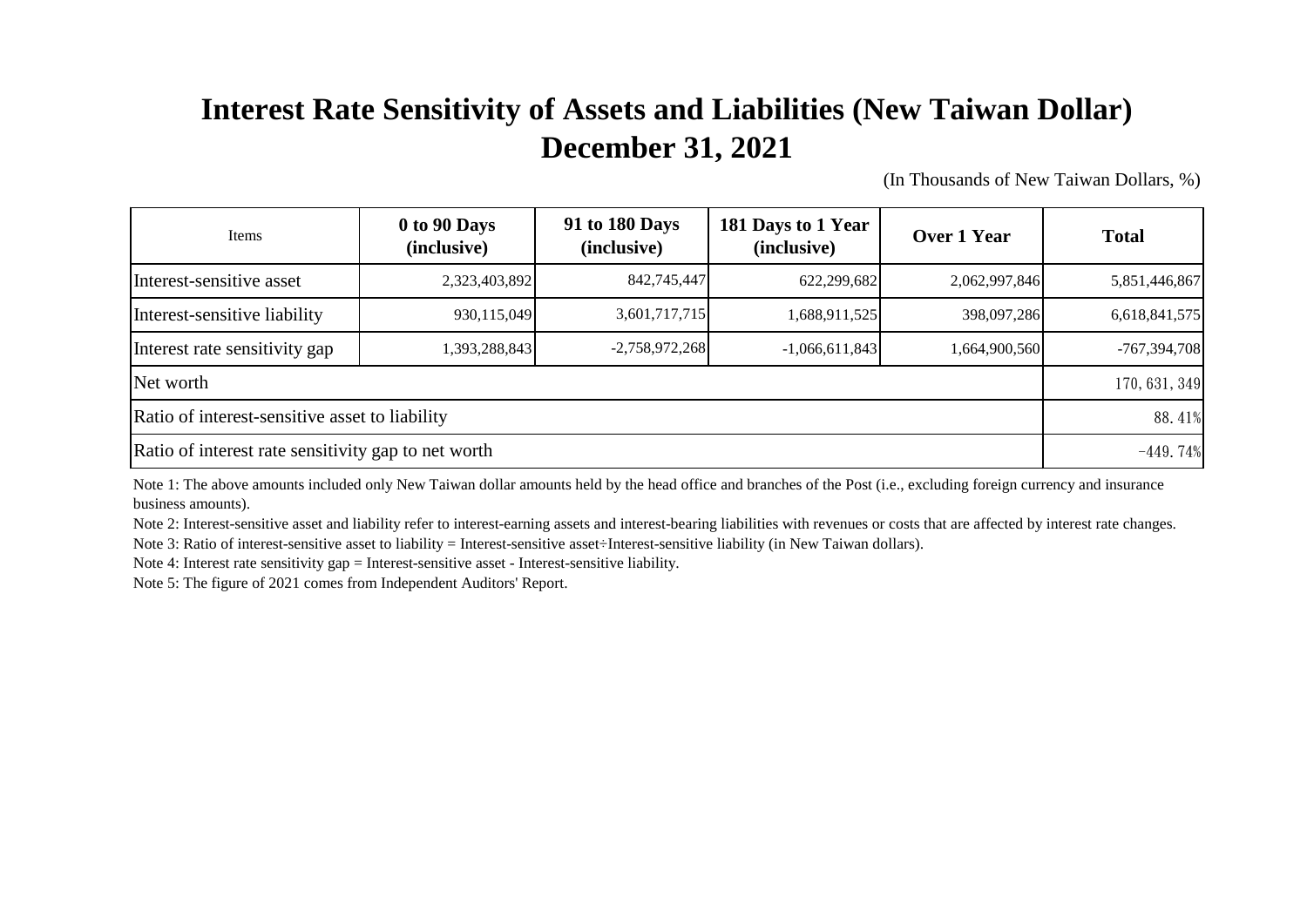# Interest Rate Sensitivity of Assets and Liabilities (New Taiwan Dollar)
# December 31, 2021

(In Thousands of New Taiwan Dollars, %)

| Items | 0 to 90 Days (inclusive) | 91 to 180 Days (inclusive) | 181 Days to 1 Year (inclusive) | Over 1 Year | Total |
|---|---|---|---|---|---|
| Interest-sensitive asset | 2,323,403,892 | 842,745,447 | 622,299,682 | 2,062,997,846 | 5,851,446,867 |
| Interest-sensitive liability | 930,115,049 | 3,601,717,715 | 1,688,911,525 | 398,097,286 | 6,618,841,575 |
| Interest rate sensitivity gap | 1,393,288,843 | -2,758,972,268 | -1,066,611,843 | 1,664,900,560 | -767,394,708 |
| Net worth | | | | | 170, 631, 349 |
| Ratio of interest-sensitive asset to liability | | | | | 88. 41% |
| Ratio of interest rate sensitivity gap to net worth | | | | | -449. 74% |

Note 1: The above amounts included only New Taiwan dollar amounts held by the head office and branches of the Post (i.e., excluding foreign currency and insurance business amounts).

Note 2: Interest-sensitive asset and liability refer to interest-earning assets and interest-bearing liabilities with revenues or costs that are affected by interest rate changes.

Note 3: Ratio of interest-sensitive asset to liability = Interest-sensitive asset÷Interest-sensitive liability (in New Taiwan dollars).

Note 4: Interest rate sensitivity gap = Interest-sensitive asset - Interest-sensitive liability.

Note 5: The figure of 2021 comes from Independent Auditors' Report.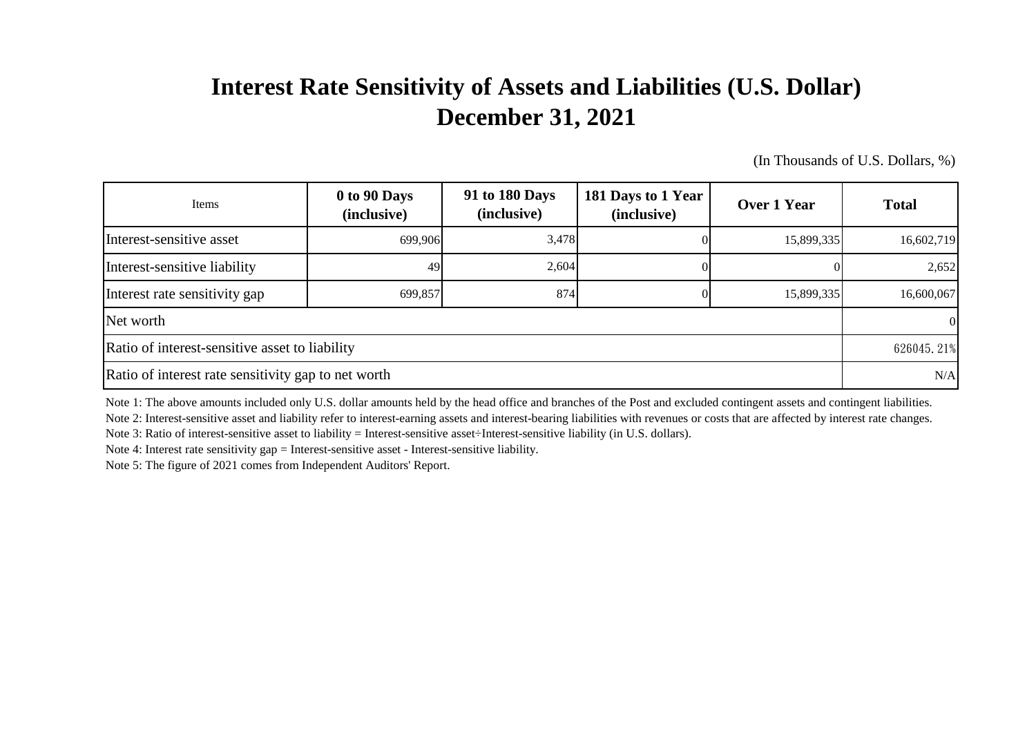# Interest Rate Sensitivity of Assets and Liabilities (U.S. Dollar)
# December 31, 2021

(In Thousands of U.S. Dollars, %)

| Items | 0 to 90 Days (inclusive) | 91 to 180 Days (inclusive) | 181 Days to 1 Year (inclusive) | Over 1 Year | Total |
|---|---|---|---|---|---|
| Interest-sensitive asset | 699,906 | 3,478 | 0 | 15,899,335 | 16,602,719 |
| Interest-sensitive liability | 49 | 2,604 | 0 | 0 | 2,652 |
| Interest rate sensitivity gap | 699,857 | 874 | 0 | 15,899,335 | 16,600,067 |
| Net worth | | | | | 0 |
| Ratio of interest-sensitive asset to liability | | | | | 626045.21% |
| Ratio of interest rate sensitivity gap to net worth | | | | | N/A |

Note 1: The above amounts included only U.S. dollar amounts held by the head office and branches of the Post and excluded contingent assets and contingent liabilities.

Note 2: Interest-sensitive asset and liability refer to interest-earning assets and interest-bearing liabilities with revenues or costs that are affected by interest rate changes.

Note 3: Ratio of interest-sensitive asset to liability = Interest-sensitive asset÷Interest-sensitive liability (in U.S. dollars).

Note 4: Interest rate sensitivity gap = Interest-sensitive asset - Interest-sensitive liability.

Note 5: The figure of 2021 comes from Independent Auditors' Report.